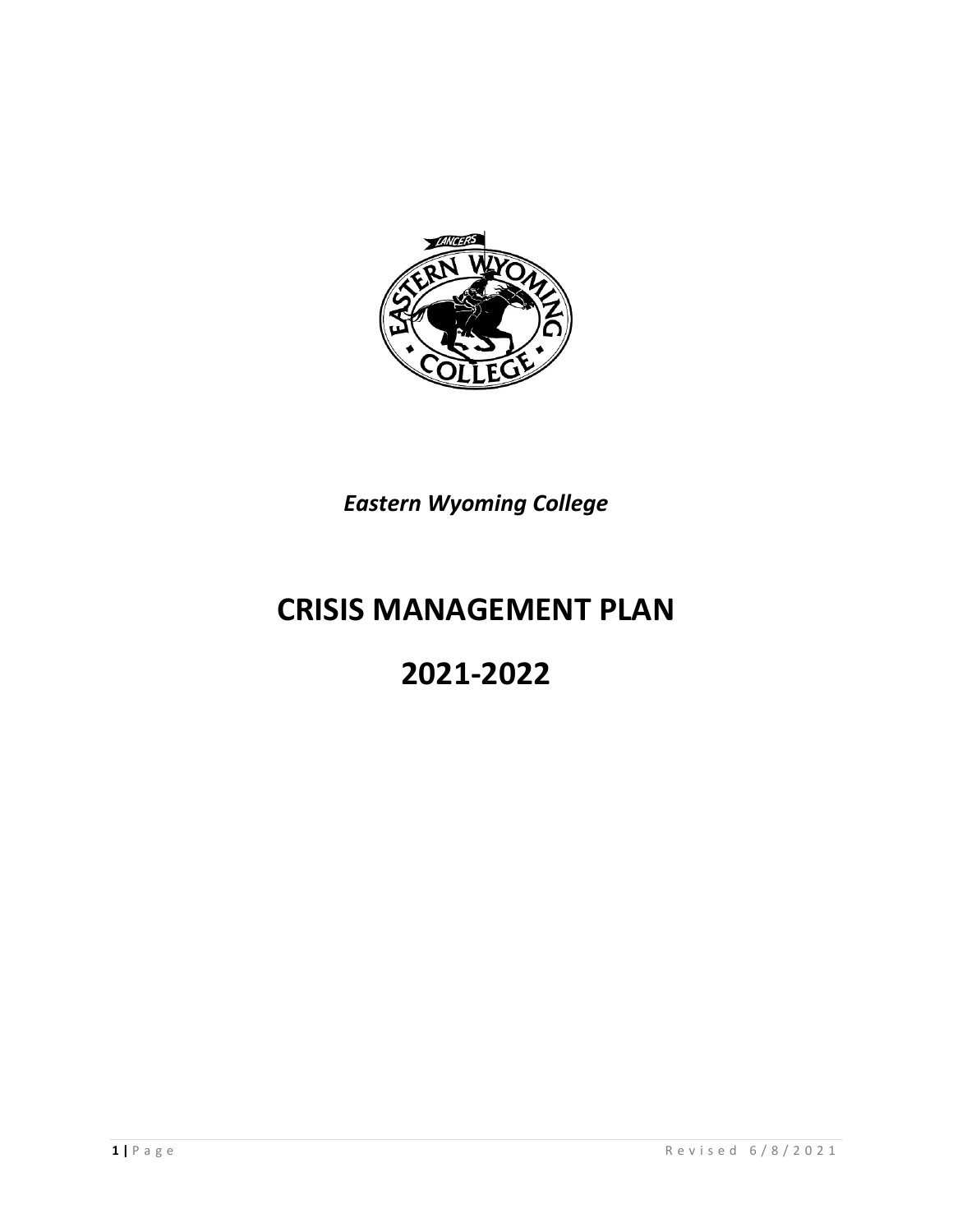*Eastern Wyoming College*

# CRISIS MANAGEMENT PLAN

# 2021-2022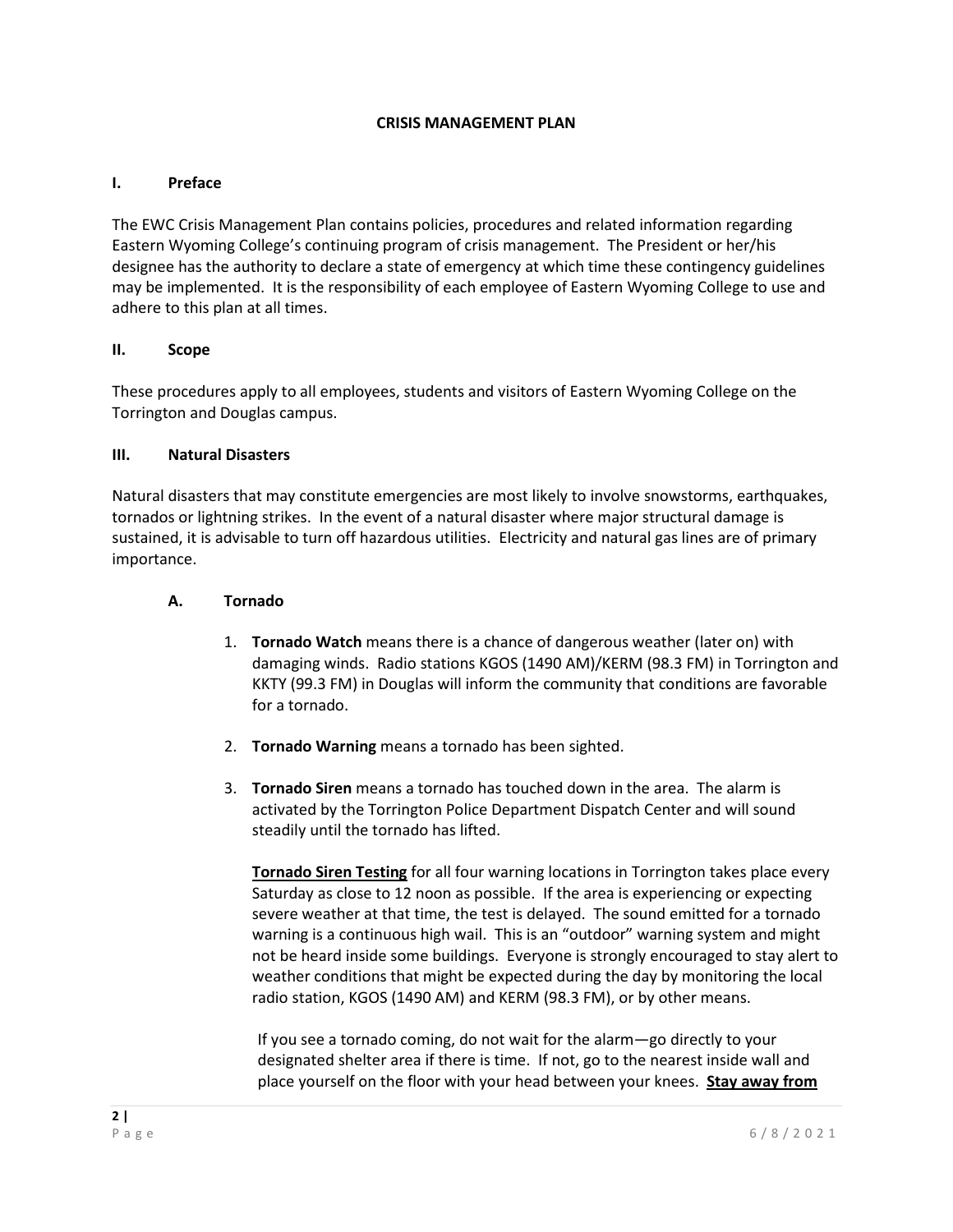# CRISIS MANAGEMENT PLAN

## I. Preface

The EWC Crisis Management Plan contains policies, procedures and related information regarding Eastern Wyoming College's continuing program of crisis management. The President or her/his designee has the authority to declare a state of emergency at which time these contingency guidelines may be implemented. It is the responsibility of each employee of Eastern Wyoming College to use and adhere to this plan at all times.

## II. Scope

These procedures apply to all employees, students and visitors of Eastern Wyoming College on the Torrington and Douglas campus.

## III. Natural Disasters

Natural disasters that may constitute emergencies are most likely to involve snowstorms, earthquakes, tornados or lightning strikes. In the event of a natural disaster where major structural damage is sustained, it is advisable to turn off hazardous utilities. Electricity and natural gas lines are of primary importance.

### A. Tornado

1. **Tornado Watch** means there is a chance of dangerous weather (later on) with damaging winds. Radio stations KGOS (1490 AM)/KERM (98.3 FM) in Torrington and KKTY (99.3 FM) in Douglas will inform the community that conditions are favorable for a tornado.

2. **Tornado Warning** means a tornado has been sighted.

3. **Tornado Siren** means a tornado has touched down in the area. The alarm is activated by the Torrington Police Department Dispatch Center and will sound steadily until the tornado has lifted.

   **<u>Tornado Siren Testing</u>** for all four warning locations in Torrington takes place every Saturday as close to 12 noon as possible. If the area is experiencing or expecting severe weather at that time, the test is delayed. The sound emitted for a tornado warning is a continuous high wail. This is an "outdoor" warning system and might not be heard inside some buildings. Everyone is strongly encouraged to stay alert to weather conditions that might be expected during the day by monitoring the local radio station, KGOS (1490 AM) and KERM (98.3 FM), or by other means.

   If you see a tornado coming, do not wait for the alarm—go directly to your designated shelter area if there is time. If not, go to the nearest inside wall and place yourself on the floor with your head between your knees. **<u>Stay away from</u>**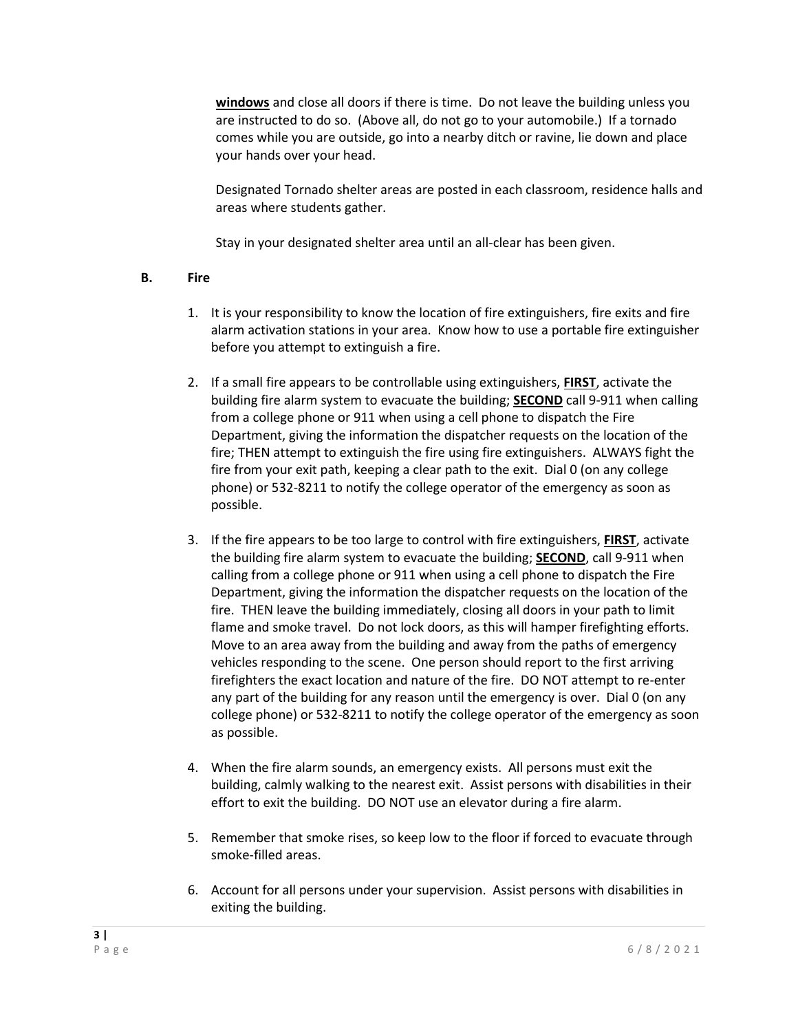**windows** and close all doors if there is time. Do not leave the building unless you are instructed to do so. (Above all, do not go to your automobile.) If a tornado comes while you are outside, go into a nearby ditch or ravine, lie down and place your hands over your head.

Designated Tornado shelter areas are posted in each classroom, residence halls and areas where students gather.

Stay in your designated shelter area until an all-clear has been given.

### B. Fire

1. It is your responsibility to know the location of fire extinguishers, fire exits and fire alarm activation stations in your area. Know how to use a portable fire extinguisher before you attempt to extinguish a fire.

2. If a small fire appears to be controllable using extinguishers, **FIRST**, activate the building fire alarm system to evacuate the building; **SECOND** call 9-911 when calling from a college phone or 911 when using a cell phone to dispatch the Fire Department, giving the information the dispatcher requests on the location of the fire; THEN attempt to extinguish the fire using fire extinguishers. ALWAYS fight the fire from your exit path, keeping a clear path to the exit. Dial 0 (on any college phone) or 532-8211 to notify the college operator of the emergency as soon as possible.

3. If the fire appears to be too large to control with fire extinguishers, **FIRST**, activate the building fire alarm system to evacuate the building; **SECOND**, call 9-911 when calling from a college phone or 911 when using a cell phone to dispatch the Fire Department, giving the information the dispatcher requests on the location of the fire. THEN leave the building immediately, closing all doors in your path to limit flame and smoke travel. Do not lock doors, as this will hamper firefighting efforts. Move to an area away from the building and away from the paths of emergency vehicles responding to the scene. One person should report to the first arriving firefighters the exact location and nature of the fire. DO NOT attempt to re-enter any part of the building for any reason until the emergency is over. Dial 0 (on any college phone) or 532-8211 to notify the college operator of the emergency as soon as possible.

4. When the fire alarm sounds, an emergency exists. All persons must exit the building, calmly walking to the nearest exit. Assist persons with disabilities in their effort to exit the building. DO NOT use an elevator during a fire alarm.

5. Remember that smoke rises, so keep low to the floor if forced to evacuate through smoke-filled areas.

6. Account for all persons under your supervision. Assist persons with disabilities in exiting the building.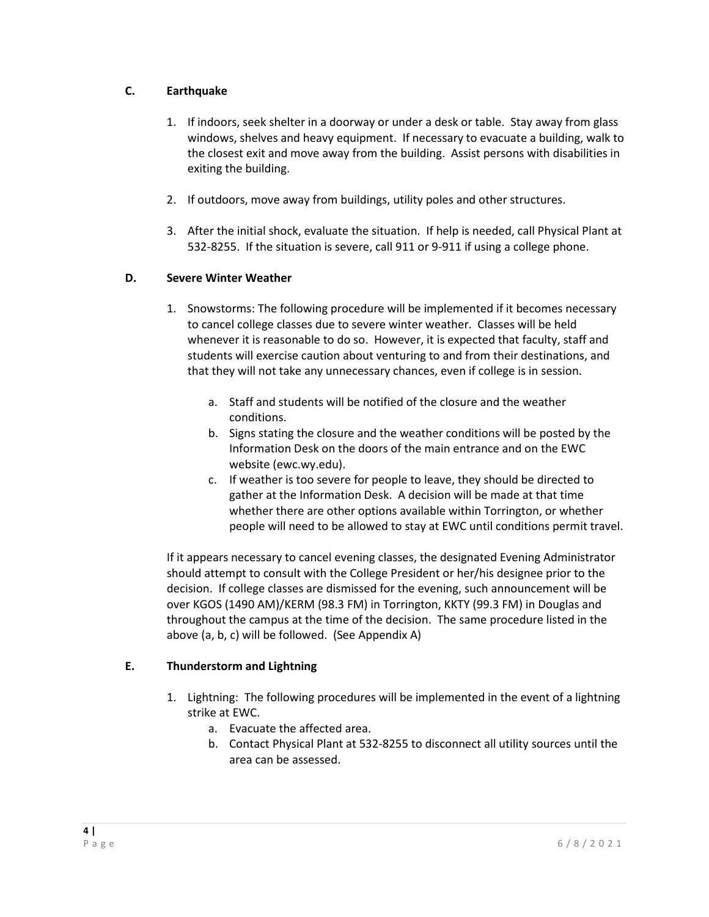### C. Earthquake

1. If indoors, seek shelter in a doorway or under a desk or table. Stay away from glass windows, shelves and heavy equipment. If necessary to evacuate a building, walk to the closest exit and move away from the building. Assist persons with disabilities in exiting the building.

2. If outdoors, move away from buildings, utility poles and other structures.

3. After the initial shock, evaluate the situation. If help is needed, call Physical Plant at 532-8255. If the situation is severe, call 911 or 9-911 if using a college phone.

### D. Severe Winter Weather

1. Snowstorms: The following procedure will be implemented if it becomes necessary to cancel college classes due to severe winter weather. Classes will be held whenever it is reasonable to do so. However, it is expected that faculty, staff and students will exercise caution about venturing to and from their destinations, and that they will not take any unnecessary chances, even if college is in session.

    a. Staff and students will be notified of the closure and the weather conditions.
    b. Signs stating the closure and the weather conditions will be posted by the Information Desk on the doors of the main entrance and on the EWC website (ewc.wy.edu).
    c. If weather is too severe for people to leave, they should be directed to gather at the Information Desk. A decision will be made at that time whether there are other options available within Torrington, or whether people will need to be allowed to stay at EWC until conditions permit travel.

If it appears necessary to cancel evening classes, the designated Evening Administrator should attempt to consult with the College President or her/his designee prior to the decision. If college classes are dismissed for the evening, such announcement will be over KGOS (1490 AM)/KERM (98.3 FM) in Torrington, KKTY (99.3 FM) in Douglas and throughout the campus at the time of the decision. The same procedure listed in the above (a, b, c) will be followed. (See Appendix A)

### E. Thunderstorm and Lightning

1. Lightning: The following procedures will be implemented in the event of a lightning strike at EWC.
    a. Evacuate the affected area.
    b. Contact Physical Plant at 532-8255 to disconnect all utility sources until the area can be assessed.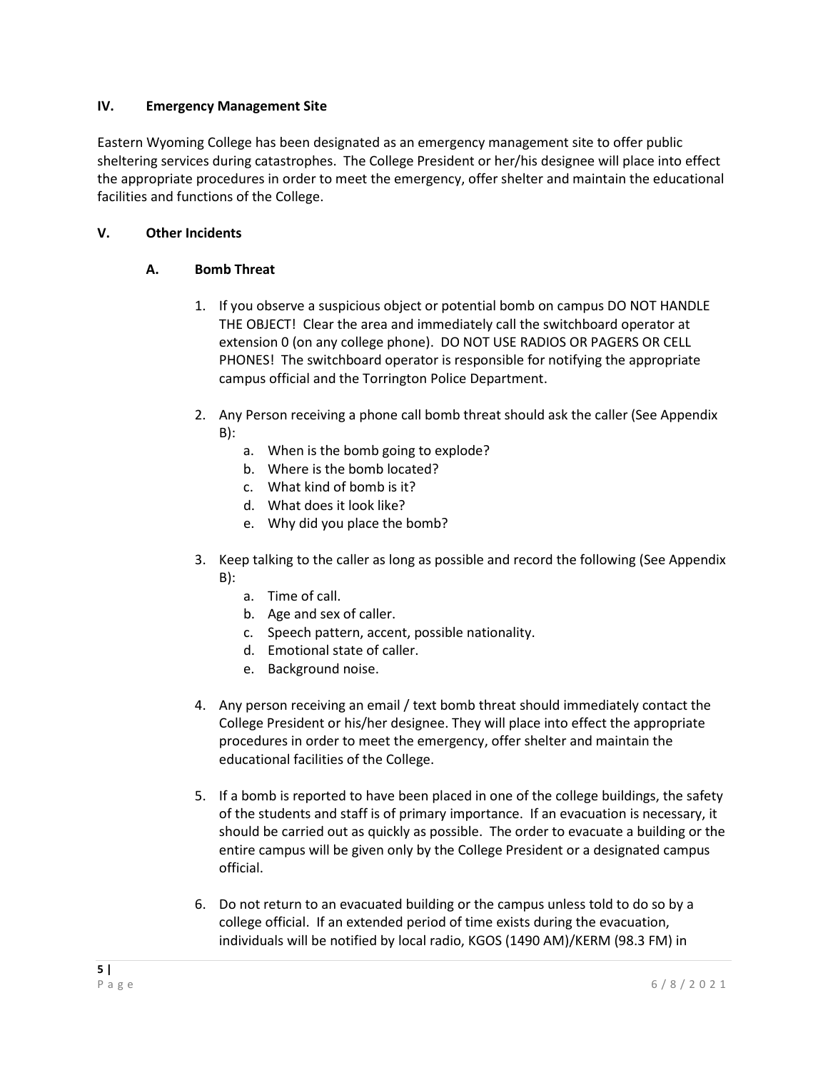## IV. Emergency Management Site

Eastern Wyoming College has been designated as an emergency management site to offer public sheltering services during catastrophes. The College President or her/his designee will place into effect the appropriate procedures in order to meet the emergency, offer shelter and maintain the educational facilities and functions of the College.

## V. Other Incidents

### A. Bomb Threat

1. If you observe a suspicious object or potential bomb on campus DO NOT HANDLE THE OBJECT! Clear the area and immediately call the switchboard operator at extension 0 (on any college phone). DO NOT USE RADIOS OR PAGERS OR CELL PHONES! The switchboard operator is responsible for notifying the appropriate campus official and the Torrington Police Department.

2. Any Person receiving a phone call bomb threat should ask the caller (See Appendix B):
   a. When is the bomb going to explode?
   b. Where is the bomb located?
   c. What kind of bomb is it?
   d. What does it look like?
   e. Why did you place the bomb?

3. Keep talking to the caller as long as possible and record the following (See Appendix B):
   a. Time of call.
   b. Age and sex of caller.
   c. Speech pattern, accent, possible nationality.
   d. Emotional state of caller.
   e. Background noise.

4. Any person receiving an email / text bomb threat should immediately contact the College President or his/her designee. They will place into effect the appropriate procedures in order to meet the emergency, offer shelter and maintain the educational facilities of the College.

5. If a bomb is reported to have been placed in one of the college buildings, the safety of the students and staff is of primary importance. If an evacuation is necessary, it should be carried out as quickly as possible. The order to evacuate a building or the entire campus will be given only by the College President or a designated campus official.

6. Do not return to an evacuated building or the campus unless told to do so by a college official. If an extended period of time exists during the evacuation, individuals will be notified by local radio, KGOS (1490 AM)/KERM (98.3 FM) in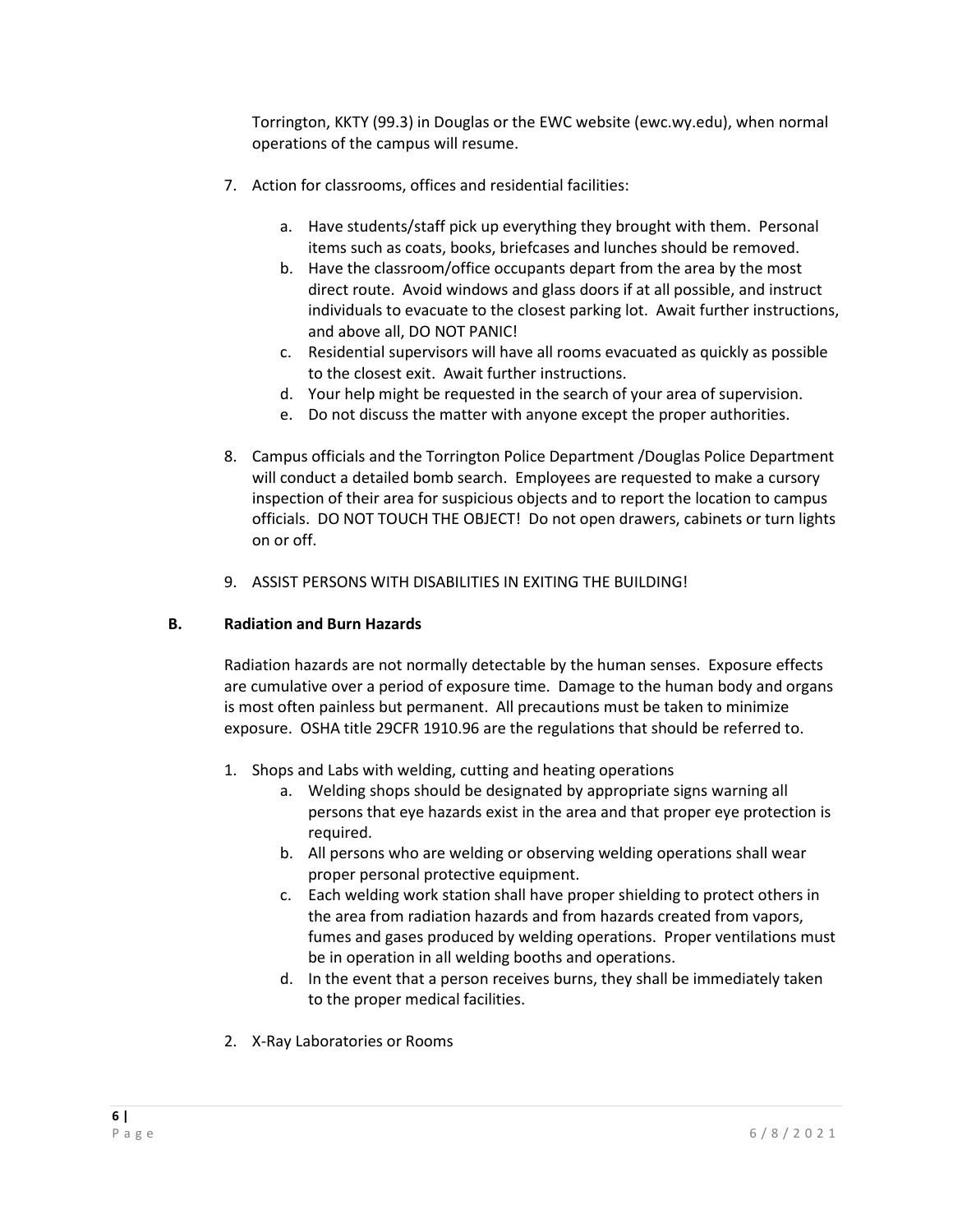Torrington, KKTY (99.3) in Douglas or the EWC website (ewc.wy.edu), when normal operations of the campus will resume.

7. Action for classrooms, offices and residential facilities:

   a. Have students/staff pick up everything they brought with them. Personal items such as coats, books, briefcases and lunches should be removed.
   b. Have the classroom/office occupants depart from the area by the most direct route. Avoid windows and glass doors if at all possible, and instruct individuals to evacuate to the closest parking lot. Await further instructions, and above all, DO NOT PANIC!
   c. Residential supervisors will have all rooms evacuated as quickly as possible to the closest exit. Await further instructions.
   d. Your help might be requested in the search of your area of supervision.
   e. Do not discuss the matter with anyone except the proper authorities.

8. Campus officials and the Torrington Police Department /Douglas Police Department will conduct a detailed bomb search. Employees are requested to make a cursory inspection of their area for suspicious objects and to report the location to campus officials. DO NOT TOUCH THE OBJECT! Do not open drawers, cabinets or turn lights on or off.

9. ASSIST PERSONS WITH DISABILITIES IN EXITING THE BUILDING!

### B. Radiation and Burn Hazards

Radiation hazards are not normally detectable by the human senses. Exposure effects are cumulative over a period of exposure time. Damage to the human body and organs is most often painless but permanent. All precautions must be taken to minimize exposure. OSHA title 29CFR 1910.96 are the regulations that should be referred to.

1. Shops and Labs with welding, cutting and heating operations
   a. Welding shops should be designated by appropriate signs warning all persons that eye hazards exist in the area and that proper eye protection is required.
   b. All persons who are welding or observing welding operations shall wear proper personal protective equipment.
   c. Each welding work station shall have proper shielding to protect others in the area from radiation hazards and from hazards created from vapors, fumes and gases produced by welding operations. Proper ventilations must be in operation in all welding booths and operations.
   d. In the event that a person receives burns, they shall be immediately taken to the proper medical facilities.

2. X-Ray Laboratories or Rooms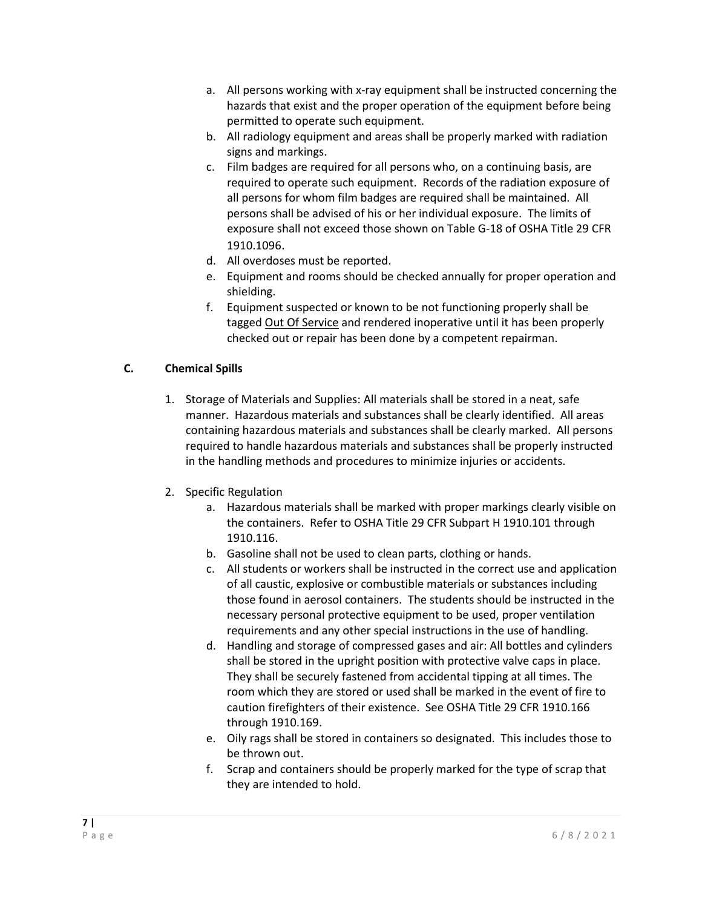a. All persons working with x-ray equipment shall be instructed concerning the hazards that exist and the proper operation of the equipment before being permitted to operate such equipment.
b. All radiology equipment and areas shall be properly marked with radiation signs and markings.
c. Film badges are required for all persons who, on a continuing basis, are required to operate such equipment. Records of the radiation exposure of all persons for whom film badges are required shall be maintained. All persons shall be advised of his or her individual exposure. The limits of exposure shall not exceed those shown on Table G-18 of OSHA Title 29 CFR 1910.1096.
d. All overdoses must be reported.
e. Equipment and rooms should be checked annually for proper operation and shielding.
f. Equipment suspected or known to be not functioning properly shall be tagged Out Of Service and rendered inoperative until it has been properly checked out or repair has been done by a competent repairman.

## C. Chemical Spills

1. Storage of Materials and Supplies: All materials shall be stored in a neat, safe manner. Hazardous materials and substances shall be clearly identified. All areas containing hazardous materials and substances shall be clearly marked. All persons required to handle hazardous materials and substances shall be properly instructed in the handling methods and procedures to minimize injuries or accidents.

2. Specific Regulation
   a. Hazardous materials shall be marked with proper markings clearly visible on the containers. Refer to OSHA Title 29 CFR Subpart H 1910.101 through 1910.116.
   b. Gasoline shall not be used to clean parts, clothing or hands.
   c. All students or workers shall be instructed in the correct use and application of all caustic, explosive or combustible materials or substances including those found in aerosol containers. The students should be instructed in the necessary personal protective equipment to be used, proper ventilation requirements and any other special instructions in the use of handling.
   d. Handling and storage of compressed gases and air: All bottles and cylinders shall be stored in the upright position with protective valve caps in place. They shall be securely fastened from accidental tipping at all times. The room which they are stored or used shall be marked in the event of fire to caution firefighters of their existence. See OSHA Title 29 CFR 1910.166 through 1910.169.
   e. Oily rags shall be stored in containers so designated. This includes those to be thrown out.
   f. Scrap and containers should be properly marked for the type of scrap that they are intended to hold.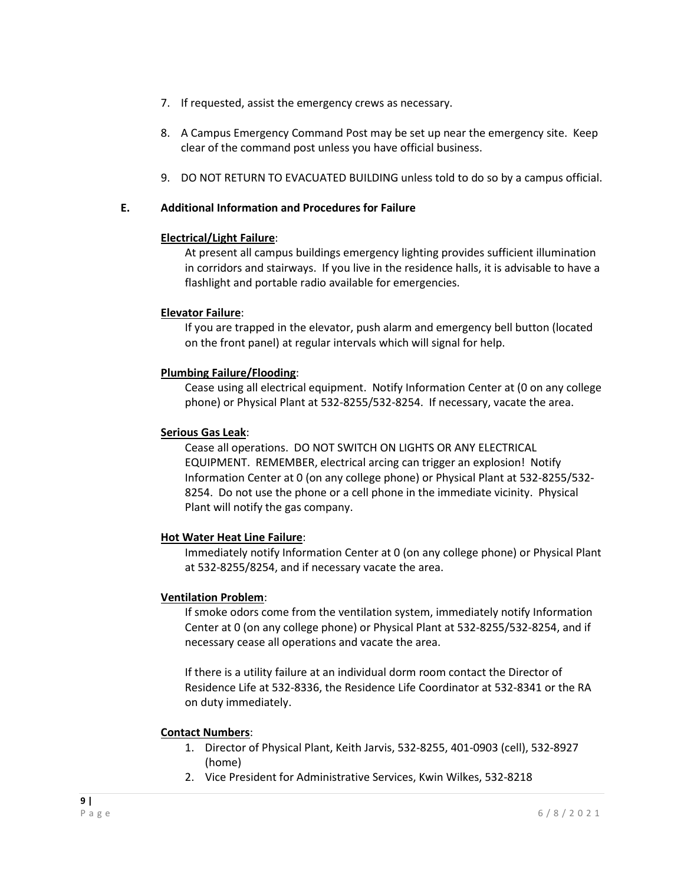7. If requested, assist the emergency crews as necessary.

8. A Campus Emergency Command Post may be set up near the emergency site. Keep clear of the command post unless you have official business.

9. DO NOT RETURN TO EVACUATED BUILDING unless told to do so by a campus official.

### E. Additional Information and Procedures for Failure

**Electrical/Light Failure**:

At present all campus buildings emergency lighting provides sufficient illumination in corridors and stairways. If you live in the residence halls, it is advisable to have a flashlight and portable radio available for emergencies.

**Elevator Failure**:

If you are trapped in the elevator, push alarm and emergency bell button (located on the front panel) at regular intervals which will signal for help.

**Plumbing Failure/Flooding**:

Cease using all electrical equipment. Notify Information Center at (0 on any college phone) or Physical Plant at 532-8255/532-8254. If necessary, vacate the area.

**Serious Gas Leak**:

Cease all operations. DO NOT SWITCH ON LIGHTS OR ANY ELECTRICAL EQUIPMENT. REMEMBER, electrical arcing can trigger an explosion! Notify Information Center at 0 (on any college phone) or Physical Plant at 532-8255/532-8254. Do not use the phone or a cell phone in the immediate vicinity. Physical Plant will notify the gas company.

**Hot Water Heat Line Failure**:

Immediately notify Information Center at 0 (on any college phone) or Physical Plant at 532-8255/8254, and if necessary vacate the area.

**Ventilation Problem**:

If smoke odors come from the ventilation system, immediately notify Information Center at 0 (on any college phone) or Physical Plant at 532-8255/532-8254, and if necessary cease all operations and vacate the area.

If there is a utility failure at an individual dorm room contact the Director of Residence Life at 532-8336, the Residence Life Coordinator at 532-8341 or the RA on duty immediately.

**Contact Numbers**:

1. Director of Physical Plant, Keith Jarvis, 532-8255, 401-0903 (cell), 532-8927 (home)
2. Vice President for Administrative Services, Kwin Wilkes, 532-8218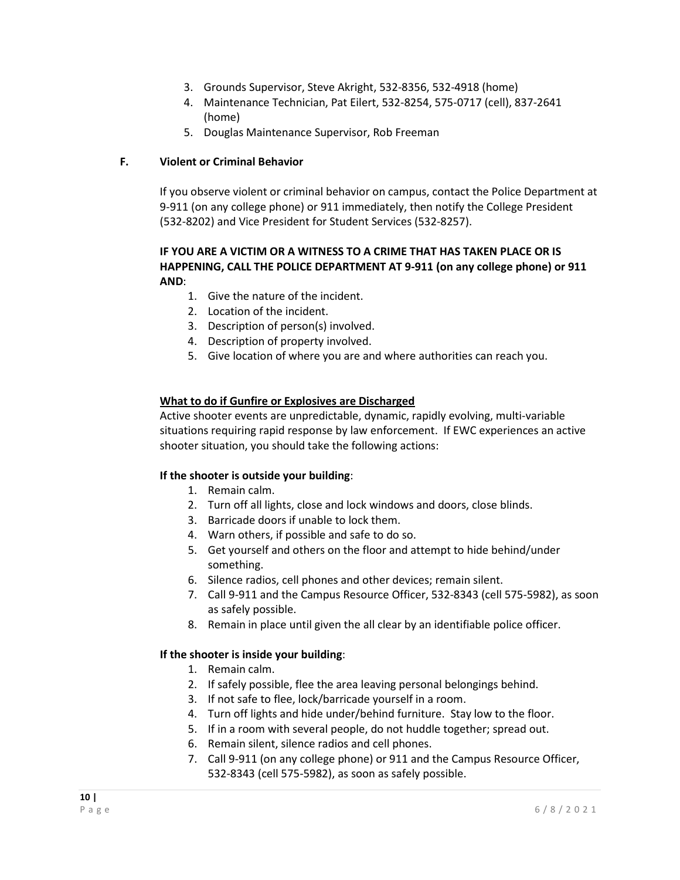3. Grounds Supervisor, Steve Akright, 532-8356, 532-4918 (home)
4. Maintenance Technician, Pat Eilert, 532-8254, 575-0717 (cell), 837-2641 (home)
5. Douglas Maintenance Supervisor, Rob Freeman

## F. Violent or Criminal Behavior

If you observe violent or criminal behavior on campus, contact the Police Department at 9-911 (on any college phone) or 911 immediately, then notify the College President (532-8202) and Vice President for Student Services (532-8257).

**IF YOU ARE A VICTIM OR A WITNESS TO A CRIME THAT HAS TAKEN PLACE OR IS HAPPENING, CALL THE POLICE DEPARTMENT AT 9-911 (on any college phone) or 911 AND**:

1. Give the nature of the incident.
2. Location of the incident.
3. Description of person(s) involved.
4. Description of property involved.
5. Give location of where you are and where authorities can reach you.

### What to do if Gunfire or Explosives are Discharged

Active shooter events are unpredictable, dynamic, rapidly evolving, multi-variable situations requiring rapid response by law enforcement. If EWC experiences an active shooter situation, you should take the following actions:

**If the shooter is outside your building**:

1. Remain calm.
2. Turn off all lights, close and lock windows and doors, close blinds.
3. Barricade doors if unable to lock them.
4. Warn others, if possible and safe to do so.
5. Get yourself and others on the floor and attempt to hide behind/under something.
6. Silence radios, cell phones and other devices; remain silent.
7. Call 9-911 and the Campus Resource Officer, 532-8343 (cell 575-5982), as soon as safely possible.
8. Remain in place until given the all clear by an identifiable police officer.

**If the shooter is inside your building**:

1. Remain calm.
2. If safely possible, flee the area leaving personal belongings behind.
3. If not safe to flee, lock/barricade yourself in a room.
4. Turn off lights and hide under/behind furniture. Stay low to the floor.
5. If in a room with several people, do not huddle together; spread out.
6. Remain silent, silence radios and cell phones.
7. Call 9-911 (on any college phone) or 911 and the Campus Resource Officer, 532-8343 (cell 575-5982), as soon as safely possible.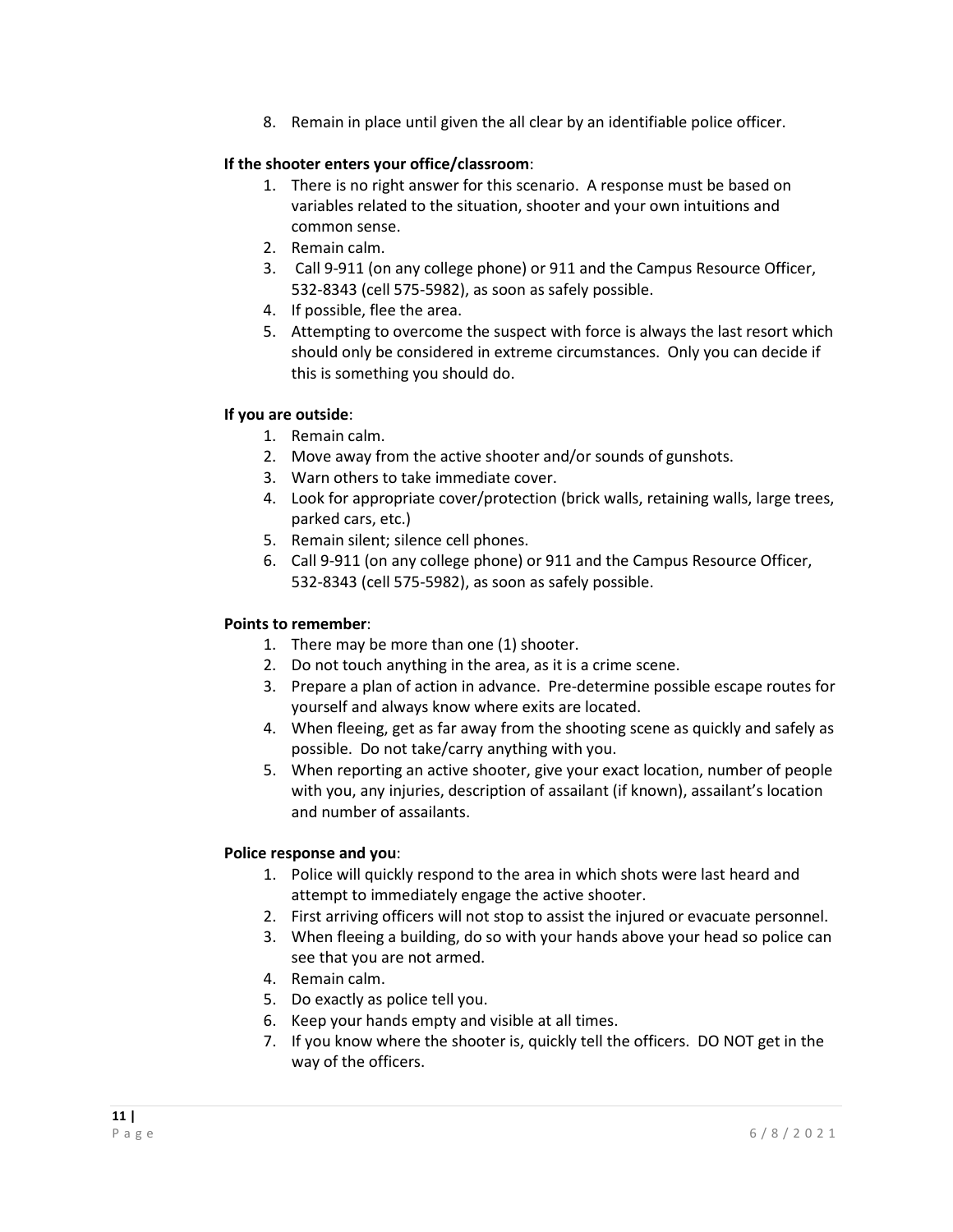8. Remain in place until given the all clear by an identifiable police officer.

**If the shooter enters your office/classroom**:

1. There is no right answer for this scenario. A response must be based on variables related to the situation, shooter and your own intuitions and common sense.
2. Remain calm.
3. Call 9-911 (on any college phone) or 911 and the Campus Resource Officer, 532-8343 (cell 575-5982), as soon as safely possible.
4. If possible, flee the area.
5. Attempting to overcome the suspect with force is always the last resort which should only be considered in extreme circumstances. Only you can decide if this is something you should do.

**If you are outside**:

1. Remain calm.
2. Move away from the active shooter and/or sounds of gunshots.
3. Warn others to take immediate cover.
4. Look for appropriate cover/protection (brick walls, retaining walls, large trees, parked cars, etc.)
5. Remain silent; silence cell phones.
6. Call 9-911 (on any college phone) or 911 and the Campus Resource Officer, 532-8343 (cell 575-5982), as soon as safely possible.

**Points to remember**:

1. There may be more than one (1) shooter.
2. Do not touch anything in the area, as it is a crime scene.
3. Prepare a plan of action in advance. Pre-determine possible escape routes for yourself and always know where exits are located.
4. When fleeing, get as far away from the shooting scene as quickly and safely as possible. Do not take/carry anything with you.
5. When reporting an active shooter, give your exact location, number of people with you, any injuries, description of assailant (if known), assailant's location and number of assailants.

**Police response and you**:

1. Police will quickly respond to the area in which shots were last heard and attempt to immediately engage the active shooter.
2. First arriving officers will not stop to assist the injured or evacuate personnel.
3. When fleeing a building, do so with your hands above your head so police can see that you are not armed.
4. Remain calm.
5. Do exactly as police tell you.
6. Keep your hands empty and visible at all times.
7. If you know where the shooter is, quickly tell the officers. DO NOT get in the way of the officers.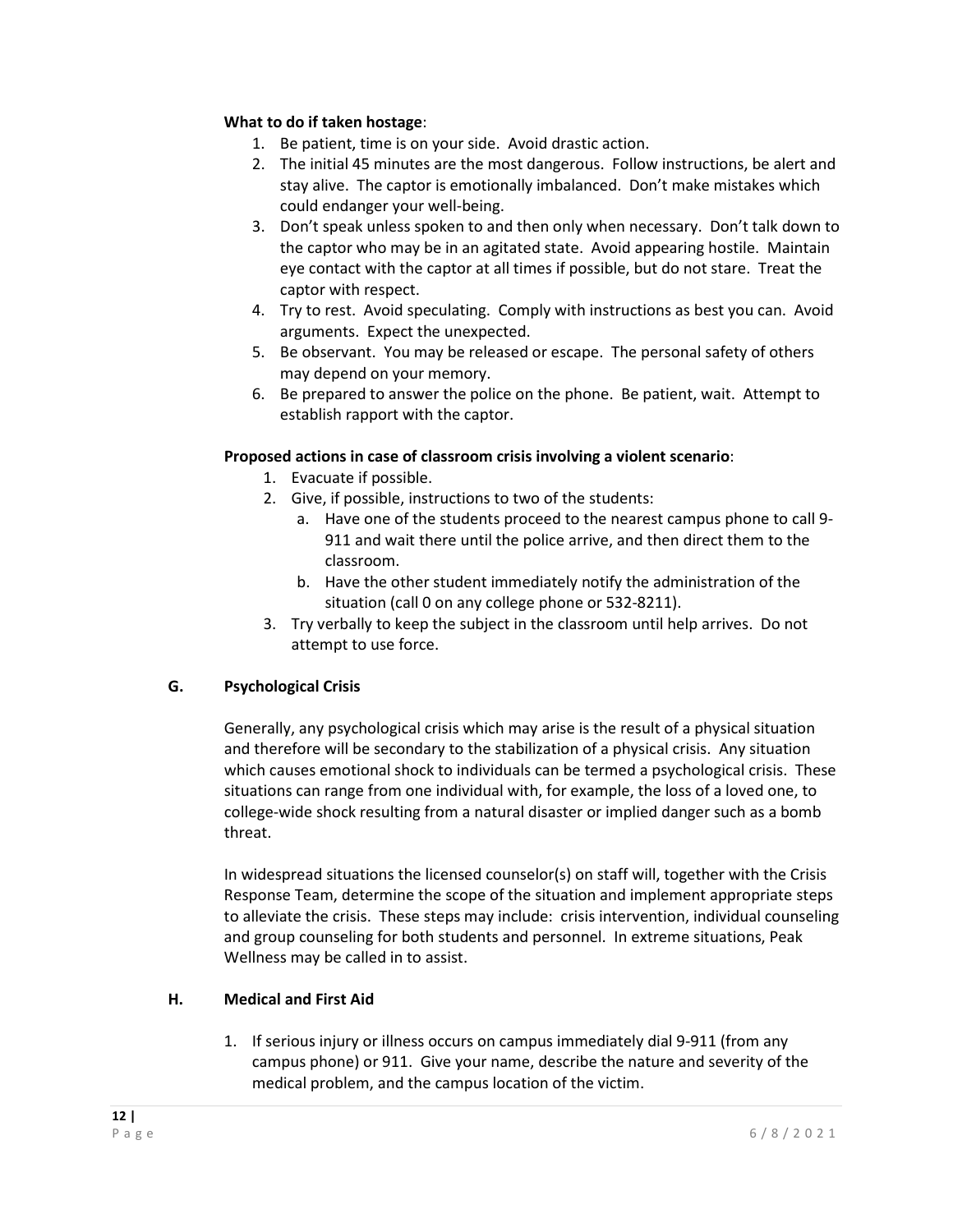**What to do if taken hostage**:

1. Be patient, time is on your side. Avoid drastic action.
2. The initial 45 minutes are the most dangerous. Follow instructions, be alert and stay alive. The captor is emotionally imbalanced. Don't make mistakes which could endanger your well-being.
3. Don't speak unless spoken to and then only when necessary. Don't talk down to the captor who may be in an agitated state. Avoid appearing hostile. Maintain eye contact with the captor at all times if possible, but do not stare. Treat the captor with respect.
4. Try to rest. Avoid speculating. Comply with instructions as best you can. Avoid arguments. Expect the unexpected.
5. Be observant. You may be released or escape. The personal safety of others may depend on your memory.
6. Be prepared to answer the police on the phone. Be patient, wait. Attempt to establish rapport with the captor.

**Proposed actions in case of classroom crisis involving a violent scenario**:

1. Evacuate if possible.
2. Give, if possible, instructions to two of the students:
   a. Have one of the students proceed to the nearest campus phone to call 9-911 and wait there until the police arrive, and then direct them to the classroom.
   b. Have the other student immediately notify the administration of the situation (call 0 on any college phone or 532-8211).
3. Try verbally to keep the subject in the classroom until help arrives. Do not attempt to use force.

## G. Psychological Crisis

Generally, any psychological crisis which may arise is the result of a physical situation and therefore will be secondary to the stabilization of a physical crisis. Any situation which causes emotional shock to individuals can be termed a psychological crisis. These situations can range from one individual with, for example, the loss of a loved one, to college-wide shock resulting from a natural disaster or implied danger such as a bomb threat.

In widespread situations the licensed counselor(s) on staff will, together with the Crisis Response Team, determine the scope of the situation and implement appropriate steps to alleviate the crisis. These steps may include: crisis intervention, individual counseling and group counseling for both students and personnel. In extreme situations, Peak Wellness may be called in to assist.

## H. Medical and First Aid

1. If serious injury or illness occurs on campus immediately dial 9-911 (from any campus phone) or 911. Give your name, describe the nature and severity of the medical problem, and the campus location of the victim.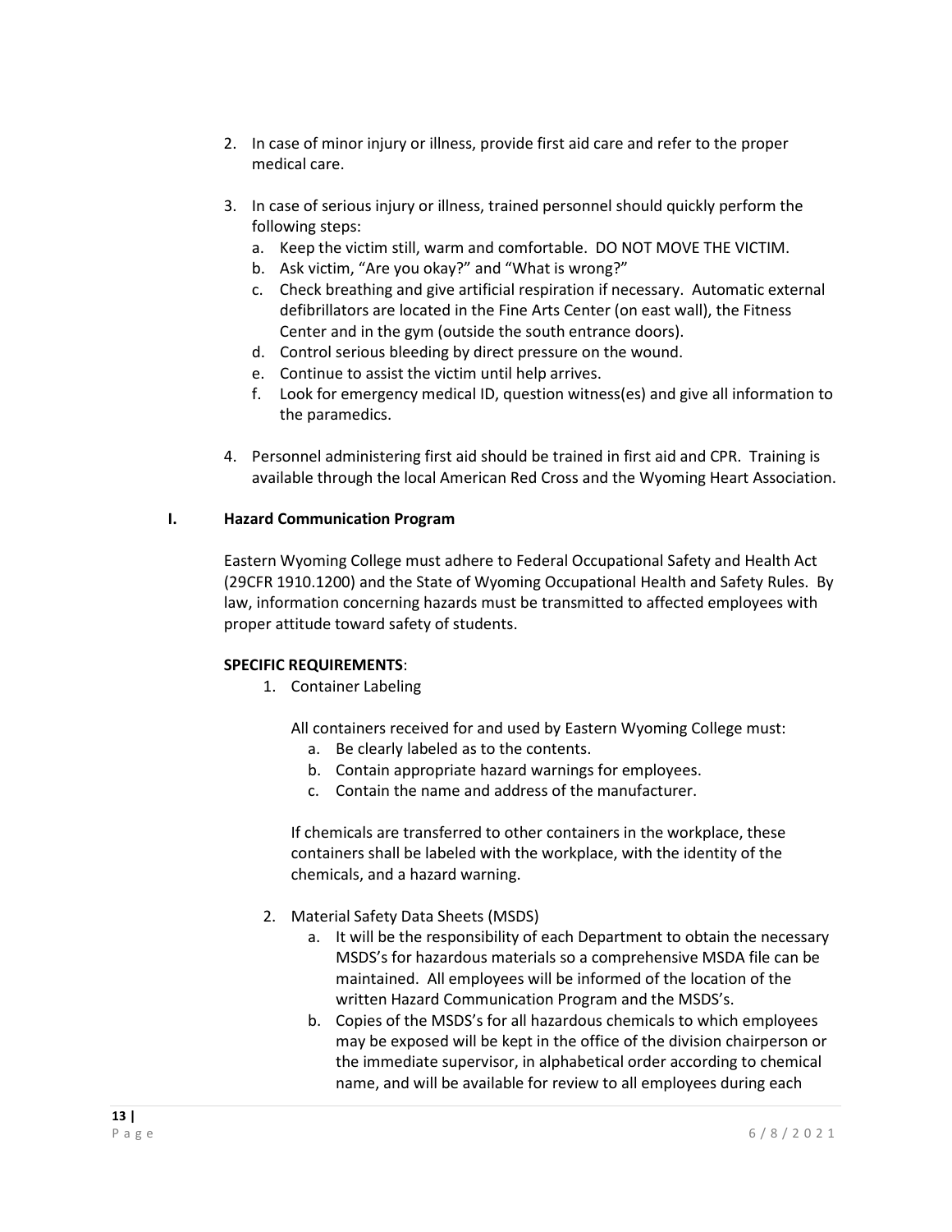2. In case of minor injury or illness, provide first aid care and refer to the proper medical care.

3. In case of serious injury or illness, trained personnel should quickly perform the following steps:
   a. Keep the victim still, warm and comfortable. DO NOT MOVE THE VICTIM.
   b. Ask victim, "Are you okay?" and "What is wrong?"
   c. Check breathing and give artificial respiration if necessary. Automatic external defibrillators are located in the Fine Arts Center (on east wall), the Fitness Center and in the gym (outside the south entrance doors).
   d. Control serious bleeding by direct pressure on the wound.
   e. Continue to assist the victim until help arrives.
   f. Look for emergency medical ID, question witness(es) and give all information to the paramedics.

4. Personnel administering first aid should be trained in first aid and CPR. Training is available through the local American Red Cross and the Wyoming Heart Association.

## I. Hazard Communication Program

Eastern Wyoming College must adhere to Federal Occupational Safety and Health Act (29CFR 1910.1200) and the State of Wyoming Occupational Health and Safety Rules. By law, information concerning hazards must be transmitted to affected employees with proper attitude toward safety of students.

**SPECIFIC REQUIREMENTS**:

1. Container Labeling

   All containers received for and used by Eastern Wyoming College must:
   a. Be clearly labeled as to the contents.
   b. Contain appropriate hazard warnings for employees.
   c. Contain the name and address of the manufacturer.

   If chemicals are transferred to other containers in the workplace, these containers shall be labeled with the workplace, with the identity of the chemicals, and a hazard warning.

2. Material Safety Data Sheets (MSDS)
   a. It will be the responsibility of each Department to obtain the necessary MSDS's for hazardous materials so a comprehensive MSDA file can be maintained. All employees will be informed of the location of the written Hazard Communication Program and the MSDS's.
   b. Copies of the MSDS's for all hazardous chemicals to which employees may be exposed will be kept in the office of the division chairperson or the immediate supervisor, in alphabetical order according to chemical name, and will be available for review to all employees during each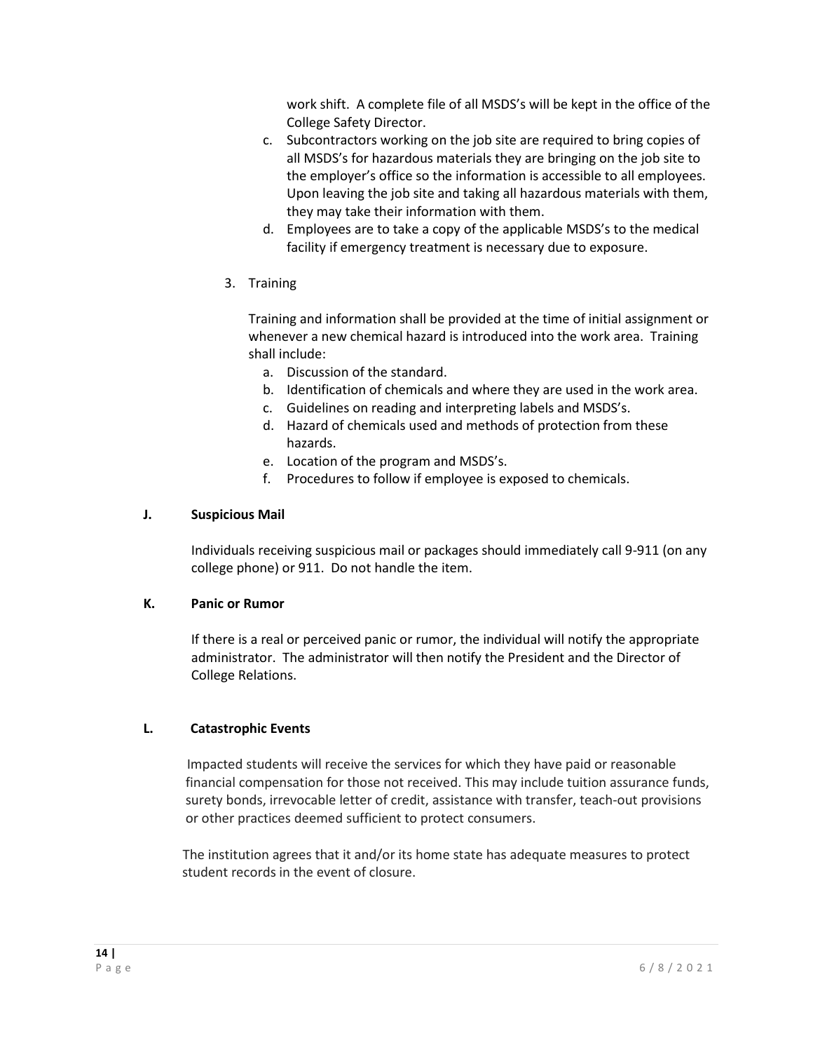work shift. A complete file of all MSDS's will be kept in the office of the College Safety Director.

c. Subcontractors working on the job site are required to bring copies of all MSDS's for hazardous materials they are bringing on the job site to the employer's office so the information is accessible to all employees. Upon leaving the job site and taking all hazardous materials with them, they may take their information with them.

d. Employees are to take a copy of the applicable MSDS's to the medical facility if emergency treatment is necessary due to exposure.

3. Training

   Training and information shall be provided at the time of initial assignment or whenever a new chemical hazard is introduced into the work area. Training shall include:

   a. Discussion of the standard.
   b. Identification of chemicals and where they are used in the work area.
   c. Guidelines on reading and interpreting labels and MSDS's.
   d. Hazard of chemicals used and methods of protection from these hazards.
   e. Location of the program and MSDS's.
   f. Procedures to follow if employee is exposed to chemicals.

**J. Suspicious Mail**

Individuals receiving suspicious mail or packages should immediately call 9-911 (on any college phone) or 911. Do not handle the item.

**K. Panic or Rumor**

If there is a real or perceived panic or rumor, the individual will notify the appropriate administrator. The administrator will then notify the President and the Director of College Relations.

**L. Catastrophic Events**

Impacted students will receive the services for which they have paid or reasonable financial compensation for those not received. This may include tuition assurance funds, surety bonds, irrevocable letter of credit, assistance with transfer, teach-out provisions or other practices deemed sufficient to protect consumers.

The institution agrees that it and/or its home state has adequate measures to protect student records in the event of closure.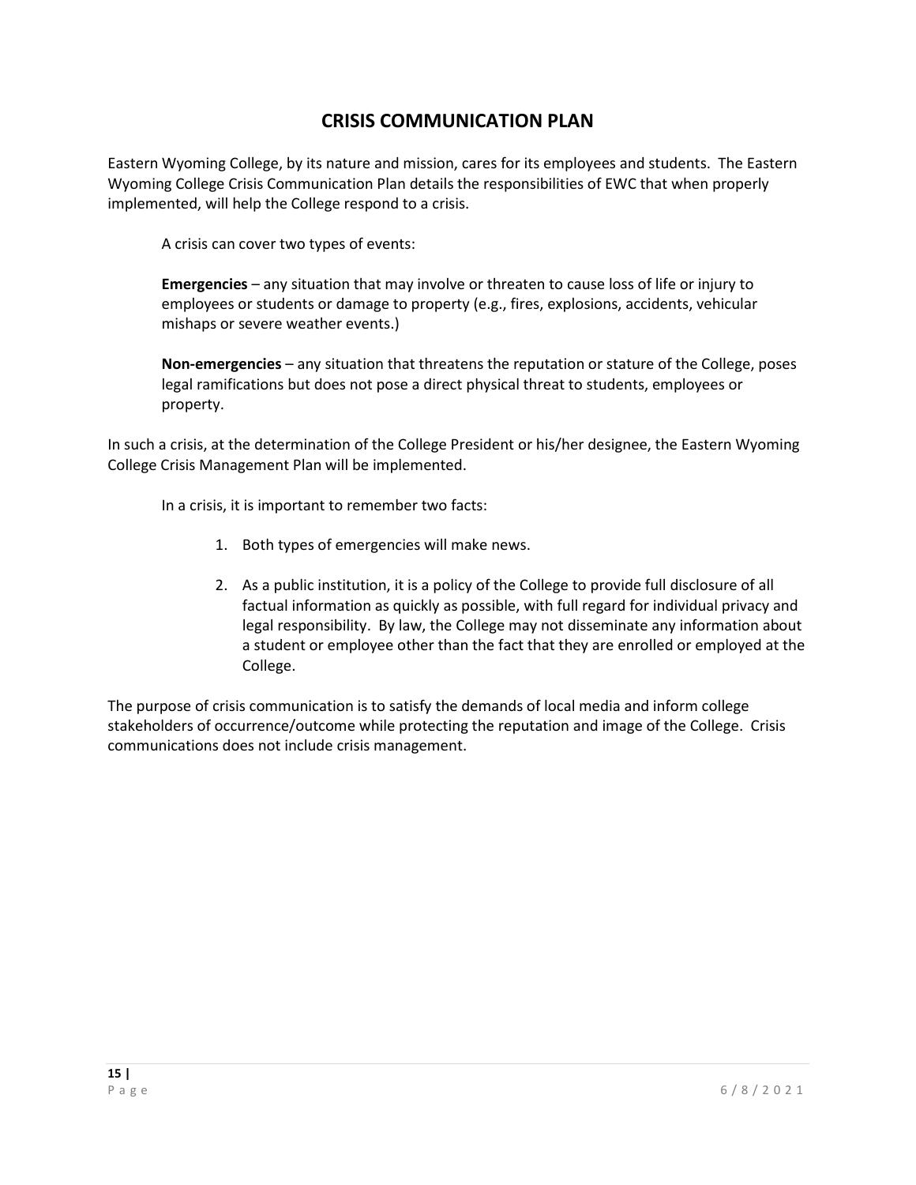# CRISIS COMMUNICATION PLAN

Eastern Wyoming College, by its nature and mission, cares for its employees and students. The Eastern Wyoming College Crisis Communication Plan details the responsibilities of EWC that when properly implemented, will help the College respond to a crisis.

A crisis can cover two types of events:

**Emergencies** – any situation that may involve or threaten to cause loss of life or injury to employees or students or damage to property (e.g., fires, explosions, accidents, vehicular mishaps or severe weather events.)

**Non-emergencies** – any situation that threatens the reputation or stature of the College, poses legal ramifications but does not pose a direct physical threat to students, employees or property.

In such a crisis, at the determination of the College President or his/her designee, the Eastern Wyoming College Crisis Management Plan will be implemented.

In a crisis, it is important to remember two facts:

1. Both types of emergencies will make news.
2. As a public institution, it is a policy of the College to provide full disclosure of all factual information as quickly as possible, with full regard for individual privacy and legal responsibility. By law, the College may not disseminate any information about a student or employee other than the fact that they are enrolled or employed at the College.

The purpose of crisis communication is to satisfy the demands of local media and inform college stakeholders of occurrence/outcome while protecting the reputation and image of the College. Crisis communications does not include crisis management.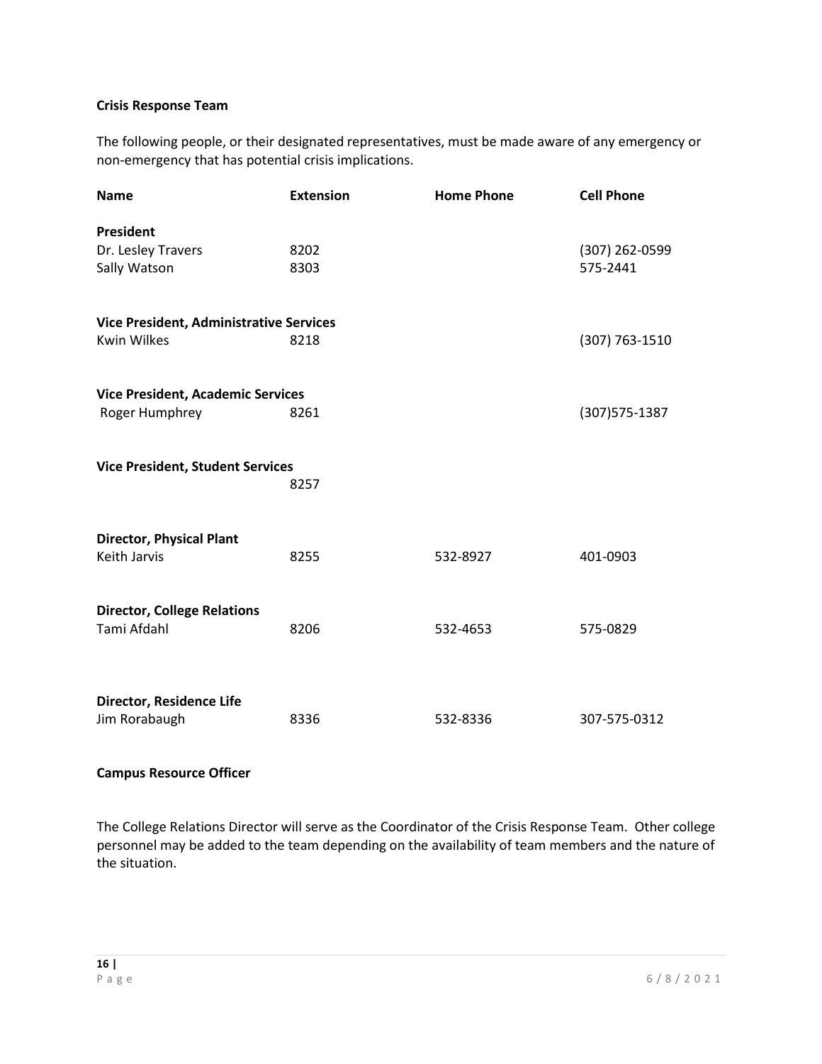**Crisis Response Team**

The following people, or their designated representatives, must be made aware of any emergency or non-emergency that has potential crisis implications.

| Name | Extension | Home Phone | Cell Phone |
|---|---|---|---|
| **President** | | | |
| Dr. Lesley Travers | 8202 | | (307) 262-0599 |
| Sally Watson | 8303 | | 575-2441 |
| **Vice President, Administrative Services** | | | |
| Kwin Wilkes | 8218 | | (307) 763-1510 |
| **Vice President, Academic Services** | | | |
| Roger Humphrey | 8261 | | (307)575-1387 |
| **Vice President, Student Services** | | | |
| | 8257 | | |
| **Director, Physical Plant** | | | |
| Keith Jarvis | 8255 | 532-8927 | 401-0903 |
| **Director, College Relations** | | | |
| Tami Afdahl | 8206 | 532-4653 | 575-0829 |
| **Director, Residence Life** | | | |
| Jim Rorabaugh | 8336 | 532-8336 | 307-575-0312 |

**Campus Resource Officer**

The College Relations Director will serve as the Coordinator of the Crisis Response Team. Other college personnel may be added to the team depending on the availability of team members and the nature of the situation.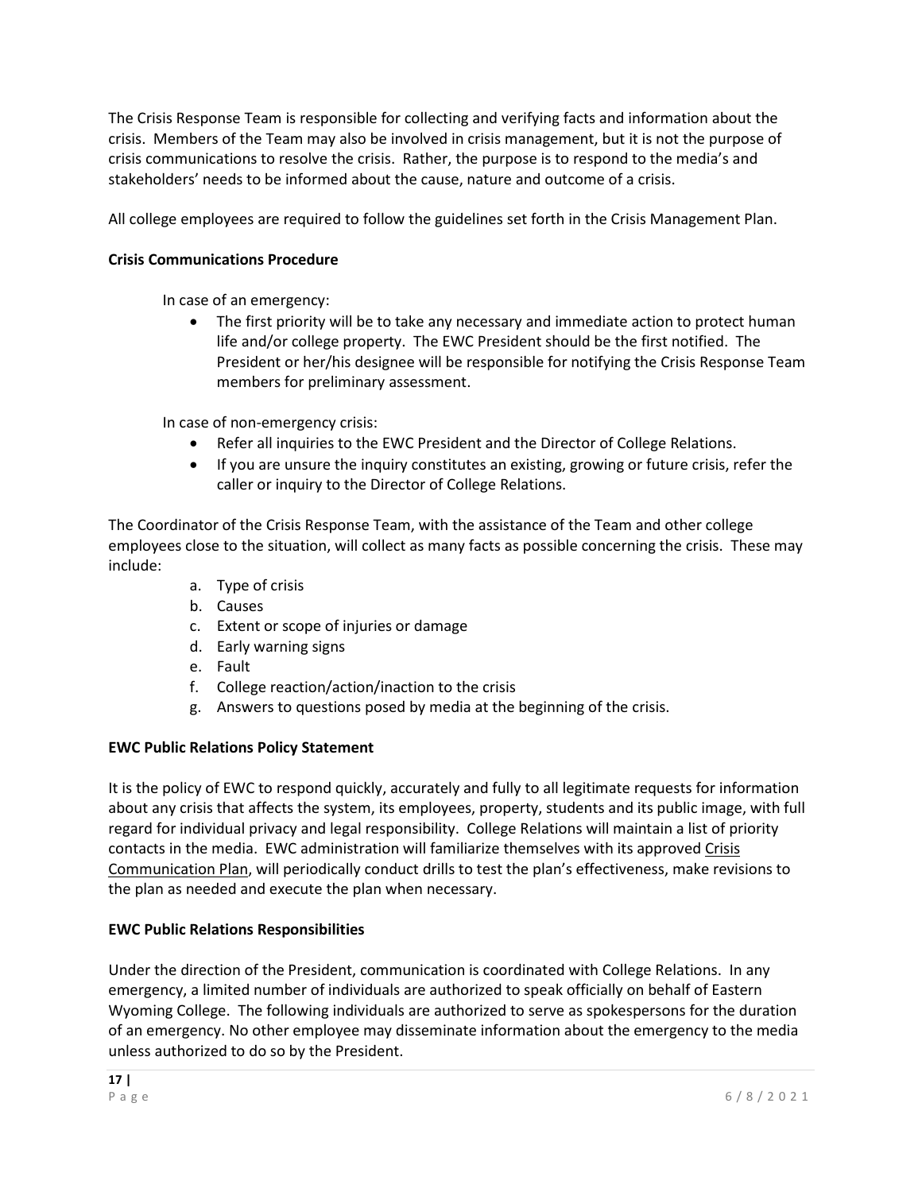The Crisis Response Team is responsible for collecting and verifying facts and information about the crisis. Members of the Team may also be involved in crisis management, but it is not the purpose of crisis communications to resolve the crisis. Rather, the purpose is to respond to the media's and stakeholders' needs to be informed about the cause, nature and outcome of a crisis.

All college employees are required to follow the guidelines set forth in the Crisis Management Plan.

**Crisis Communications Procedure**

In case of an emergency:

- The first priority will be to take any necessary and immediate action to protect human life and/or college property. The EWC President should be the first notified. The President or her/his designee will be responsible for notifying the Crisis Response Team members for preliminary assessment.

In case of non-emergency crisis:

- Refer all inquiries to the EWC President and the Director of College Relations.
- If you are unsure the inquiry constitutes an existing, growing or future crisis, refer the caller or inquiry to the Director of College Relations.

The Coordinator of the Crisis Response Team, with the assistance of the Team and other college employees close to the situation, will collect as many facts as possible concerning the crisis. These may include:

a. Type of crisis
b. Causes
c. Extent or scope of injuries or damage
d. Early warning signs
e. Fault
f. College reaction/action/inaction to the crisis
g. Answers to questions posed by media at the beginning of the crisis.

**EWC Public Relations Policy Statement**

It is the policy of EWC to respond quickly, accurately and fully to all legitimate requests for information about any crisis that affects the system, its employees, property, students and its public image, with full regard for individual privacy and legal responsibility. College Relations will maintain a list of priority contacts in the media. EWC administration will familiarize themselves with its approved Crisis Communication Plan, will periodically conduct drills to test the plan's effectiveness, make revisions to the plan as needed and execute the plan when necessary.

**EWC Public Relations Responsibilities**

Under the direction of the President, communication is coordinated with College Relations. In any emergency, a limited number of individuals are authorized to speak officially on behalf of Eastern Wyoming College. The following individuals are authorized to serve as spokespersons for the duration of an emergency. No other employee may disseminate information about the emergency to the media unless authorized to do so by the President.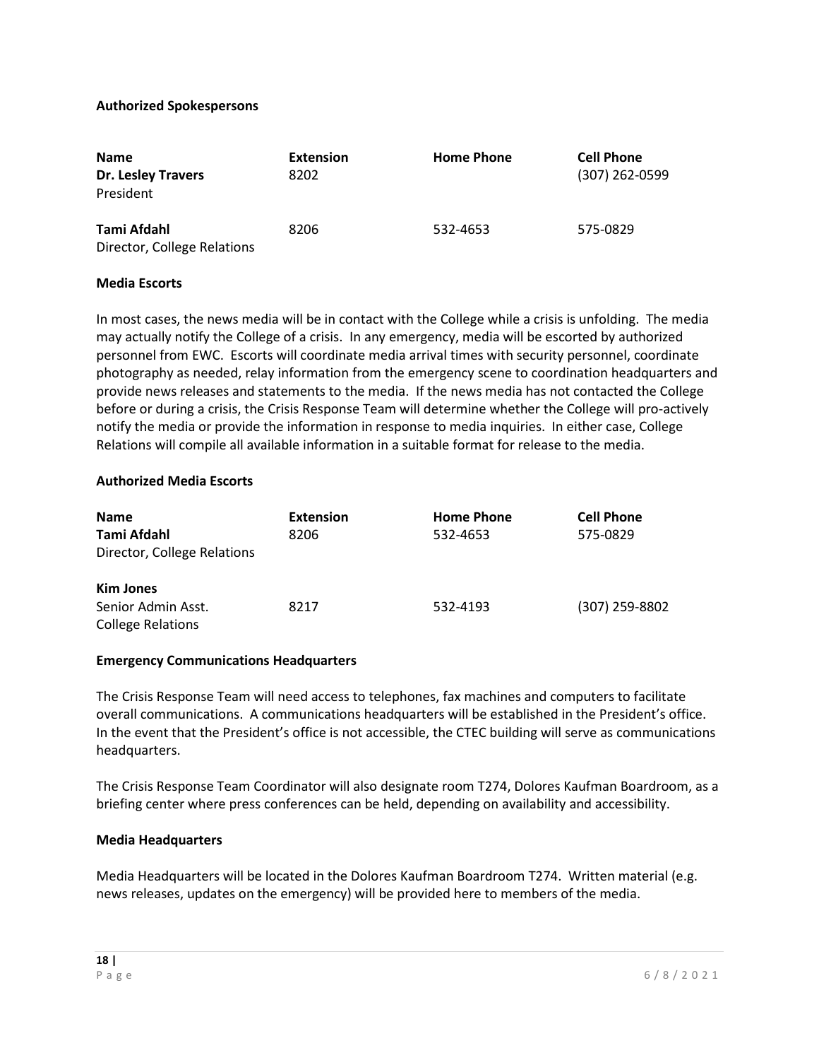**Authorized Spokespersons**

| Name | Extension | Home Phone | Cell Phone |
|---|---|---|---|
| **Dr. Lesley Travers**<br>President | 8202 | | (307) 262-0599 |
| **Tami Afdahl**<br>Director, College Relations | 8206 | 532-4653 | 575-0829 |

**Media Escorts**

In most cases, the news media will be in contact with the College while a crisis is unfolding. The media may actually notify the College of a crisis. In any emergency, media will be escorted by authorized personnel from EWC. Escorts will coordinate media arrival times with security personnel, coordinate photography as needed, relay information from the emergency scene to coordination headquarters and provide news releases and statements to the media. If the news media has not contacted the College before or during a crisis, the Crisis Response Team will determine whether the College will pro-actively notify the media or provide the information in response to media inquiries. In either case, College Relations will compile all available information in a suitable format for release to the media.

**Authorized Media Escorts**

| Name | Extension | Home Phone | Cell Phone |
|---|---|---|---|
| **Tami Afdahl**<br>Director, College Relations | 8206 | 532-4653 | 575-0829 |
| **Kim Jones**<br>Senior Admin Asst.<br>College Relations | 8217 | 532-4193 | (307) 259-8802 |

**Emergency Communications Headquarters**

The Crisis Response Team will need access to telephones, fax machines and computers to facilitate overall communications. A communications headquarters will be established in the President's office. In the event that the President's office is not accessible, the CTEC building will serve as communications headquarters.

The Crisis Response Team Coordinator will also designate room T274, Dolores Kaufman Boardroom, as a briefing center where press conferences can be held, depending on availability and accessibility.

**Media Headquarters**

Media Headquarters will be located in the Dolores Kaufman Boardroom T274. Written material (e.g. news releases, updates on the emergency) will be provided here to members of the media.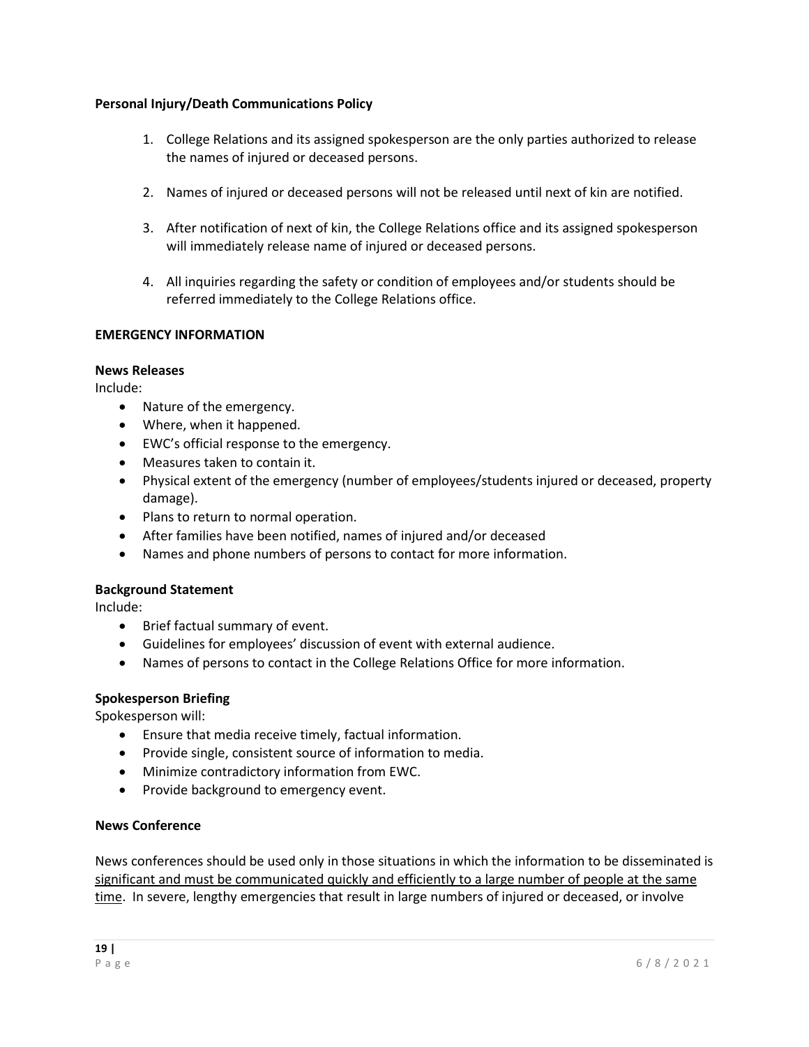**Personal Injury/Death Communications Policy**

1. College Relations and its assigned spokesperson are the only parties authorized to release the names of injured or deceased persons.

2. Names of injured or deceased persons will not be released until next of kin are notified.

3. After notification of next of kin, the College Relations office and its assigned spokesperson will immediately release name of injured or deceased persons.

4. All inquiries regarding the safety or condition of employees and/or students should be referred immediately to the College Relations office.

**EMERGENCY INFORMATION**

**News Releases**

Include:

- Nature of the emergency.
- Where, when it happened.
- EWC's official response to the emergency.
- Measures taken to contain it.
- Physical extent of the emergency (number of employees/students injured or deceased, property damage).
- Plans to return to normal operation.
- After families have been notified, names of injured and/or deceased
- Names and phone numbers of persons to contact for more information.

**Background Statement**

Include:

- Brief factual summary of event.
- Guidelines for employees' discussion of event with external audience.
- Names of persons to contact in the College Relations Office for more information.

**Spokesperson Briefing**

Spokesperson will:

- Ensure that media receive timely, factual information.
- Provide single, consistent source of information to media.
- Minimize contradictory information from EWC.
- Provide background to emergency event.

**News Conference**

News conferences should be used only in those situations in which the information to be disseminated is <u>significant and must be communicated quickly and efficiently to a large number of people at the same time</u>. In severe, lengthy emergencies that result in large numbers of injured or deceased, or involve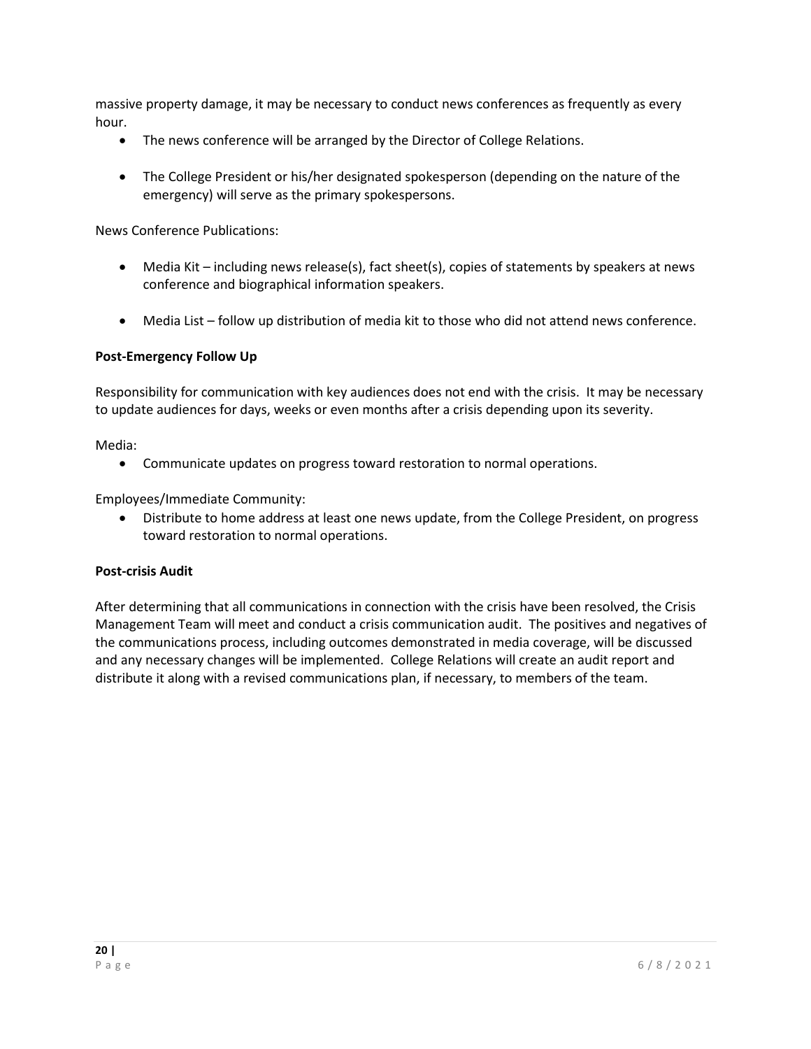massive property damage, it may be necessary to conduct news conferences as frequently as every hour.

- The news conference will be arranged by the Director of College Relations.
- The College President or his/her designated spokesperson (depending on the nature of the emergency) will serve as the primary spokespersons.

News Conference Publications:

- Media Kit – including news release(s), fact sheet(s), copies of statements by speakers at news conference and biographical information speakers.
- Media List – follow up distribution of media kit to those who did not attend news conference.

**Post-Emergency Follow Up**

Responsibility for communication with key audiences does not end with the crisis. It may be necessary to update audiences for days, weeks or even months after a crisis depending upon its severity.

Media:

- Communicate updates on progress toward restoration to normal operations.

Employees/Immediate Community:

- Distribute to home address at least one news update, from the College President, on progress toward restoration to normal operations.

**Post-crisis Audit**

After determining that all communications in connection with the crisis have been resolved, the Crisis Management Team will meet and conduct a crisis communication audit. The positives and negatives of the communications process, including outcomes demonstrated in media coverage, will be discussed and any necessary changes will be implemented. College Relations will create an audit report and distribute it along with a revised communications plan, if necessary, to members of the team.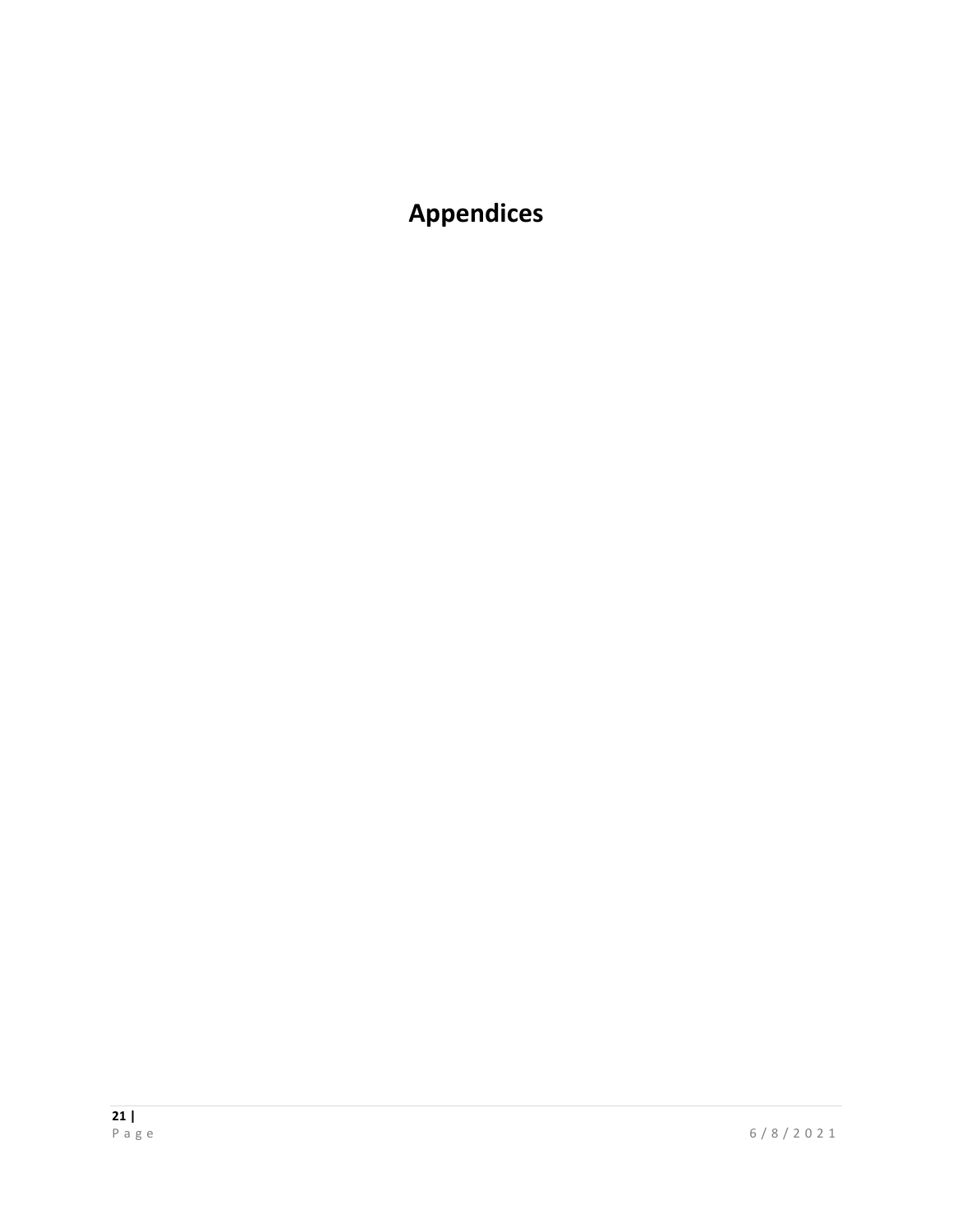# Appendices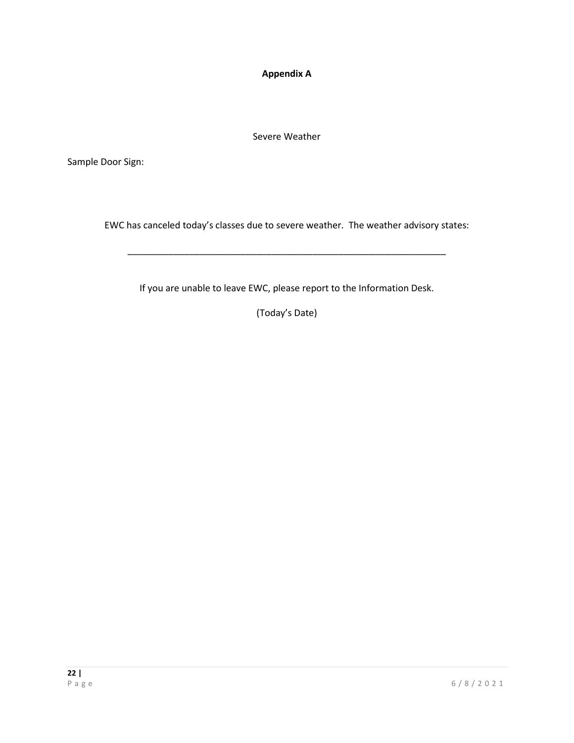**Appendix A**

Severe Weather

Sample Door Sign:

EWC has canceled today's classes due to severe weather. The weather advisory states:

_______________________________________________________________

If you are unable to leave EWC, please report to the Information Desk.

(Today's Date)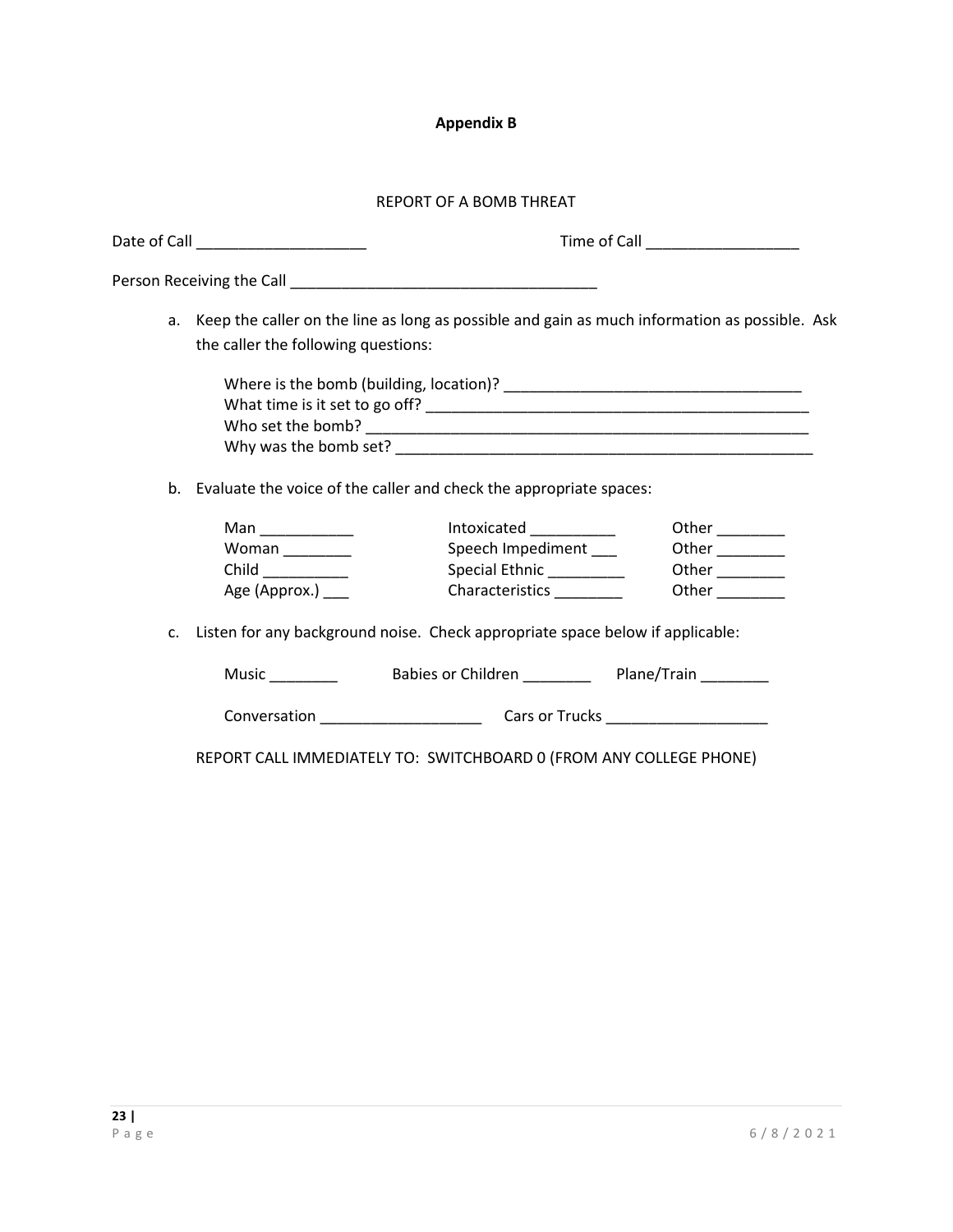**Appendix B**

REPORT OF A BOMB THREAT

Date of Call ____________________ Time of Call __________________

Person Receiving the Call _____________________________________

a. Keep the caller on the line as long as possible and gain as much information as possible. Ask the caller the following questions:

   Where is the bomb (building, location)? ____________________________________
   What time is it set to go off? _______________________________________________
   Who set the bomb? _______________________________________________________
   Why was the bomb set? ____________________________________________________

b. Evaluate the voice of the caller and check the appropriate spaces:

| | | |
|---|---|---|
| Man ___________ | Intoxicated __________ | Other ________ |
| Woman ________ | Speech Impediment ___ | Other ________ |
| Child __________ | Special Ethnic _________ | Other ________ |
| Age (Approx.) ___ | Characteristics ________ | Other ________ |

c. Listen for any background noise. Check appropriate space below if applicable:

   Music ________ Babies or Children ________ Plane/Train ________

   Conversation ___________________ Cars or Trucks ___________________

   REPORT CALL IMMEDIATELY TO: SWITCHBOARD 0 (FROM ANY COLLEGE PHONE)